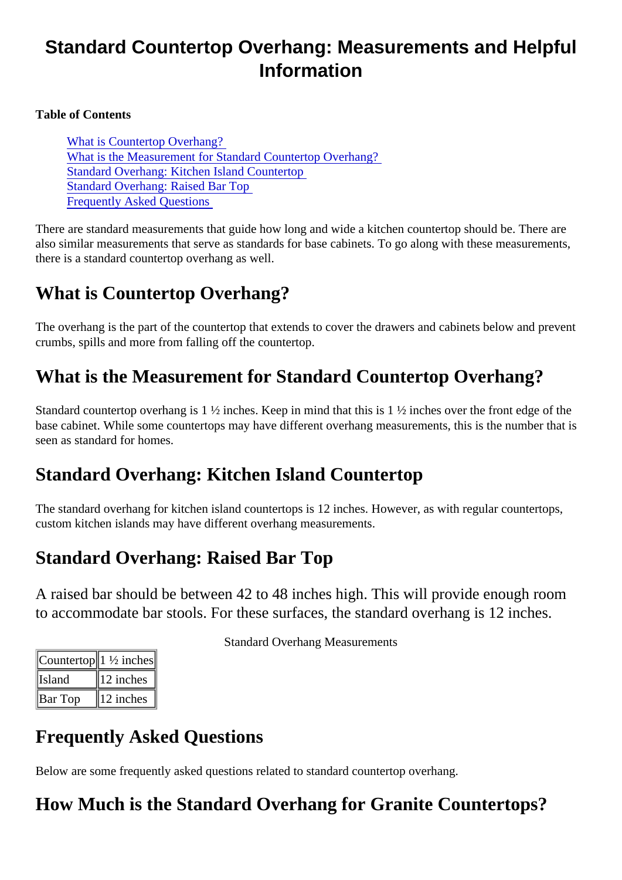# Standard Countertop Overhang: Measurements and Helpful Information

**Table of Contents**

- What is Countertop Overhang?
- What is the Measurement for Standard Countertop Overhang?
- Standard Overhang: Kitchen Island Countertop
- Standard Overhang: Raised Bar Top
- Frequently Asked Questions

There are standard measurements that guide how long and wide a kitchen countertop should be. There are also similar measurements that serve as standards for base cabinets. To go along with these measurements, there is a standard countertop overhang as well.

## What is Countertop Overhang?

The overhang is the part of the countertop that extends to cover the drawers and cabinets below and prevent crumbs, spills and more from falling off the countertop.

## What is the Measurement for Standard Countertop Overhang?

Standard countertop overhang is 1 ½ inches. Keep in mind that this is 1 ½ inches over the front edge of the base cabinet. While some countertops may have different overhang measurements, this is the number that is seen as standard for homes.

## Standard Overhang: Kitchen Island Countertop

The standard overhang for kitchen island countertops is 12 inches. However, as with regular countertops, custom kitchen islands may have different overhang measurements.

## Standard Overhang: Raised Bar Top

A raised bar should be between 42 to 48 inches high. This will provide enough room to accommodate bar stools. For these surfaces, the standard overhang is 12 inches.

Standard Overhang Measurements

| Countertop | 1 ½ inches |
|---|---|
| Island | 12 inches |
| Bar Top | 12 inches |

## Frequently Asked Questions

Below are some frequently asked questions related to standard countertop overhang.

## How Much is the Standard Overhang for Granite Countertops?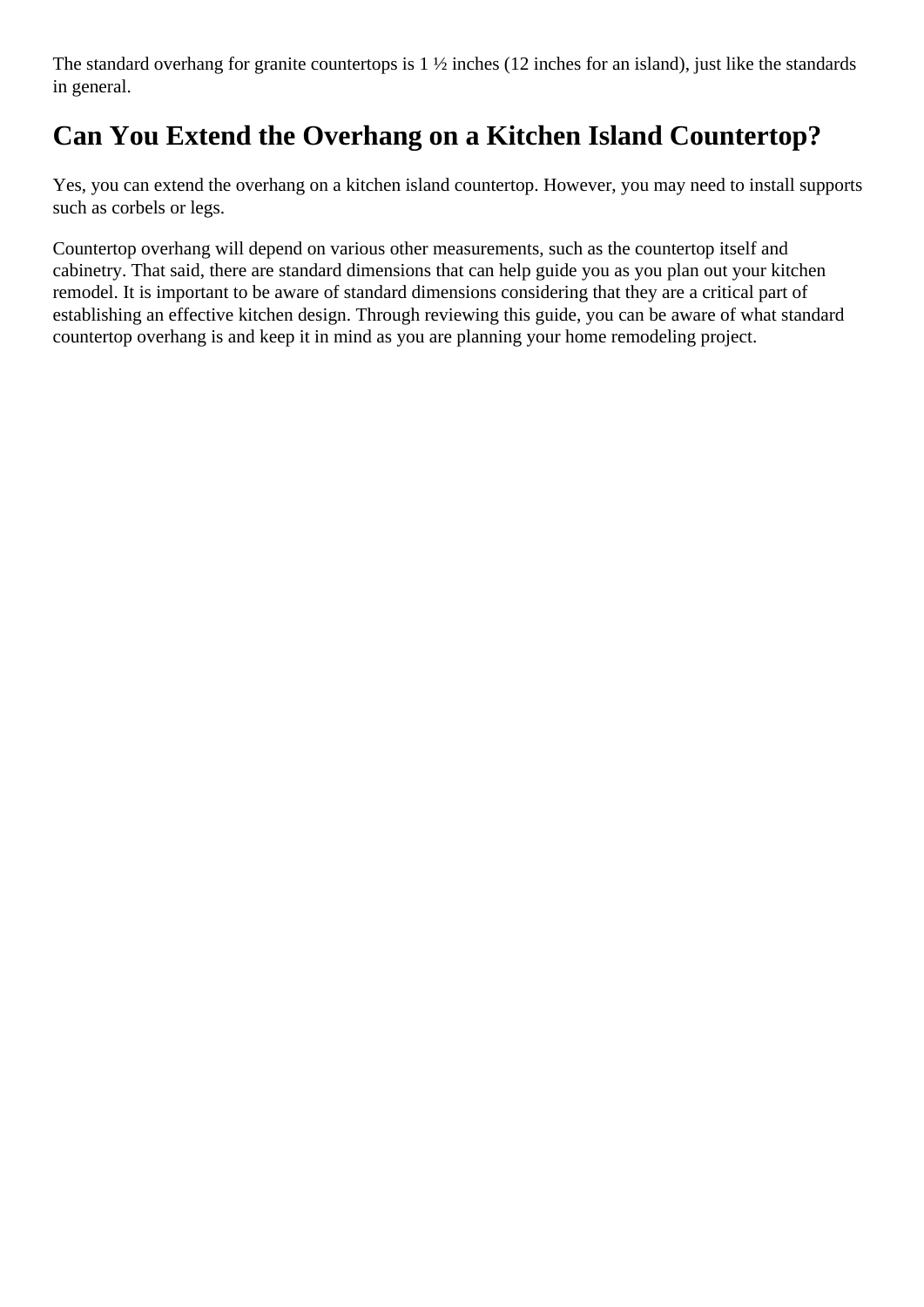The standard overhang for granite countertops is 1 ½ inches (12 inches for an island), just like the standards in general.

## Can You Extend the Overhang on a Kitchen Island Countertop?

Yes, you can extend the overhang on a kitchen island countertop. However, you may need to install supports such as corbels or legs.

Countertop overhang will depend on various other measurements, such as the countertop itself and cabinetry. That said, there are standard dimensions that can help guide you as you plan out your kitchen remodel. It is important to be aware of standard dimensions considering that they are a critical part of establishing an effective kitchen design. Through reviewing this guide, you can be aware of what standard countertop overhang is and keep it in mind as you are planning your home remodeling project.